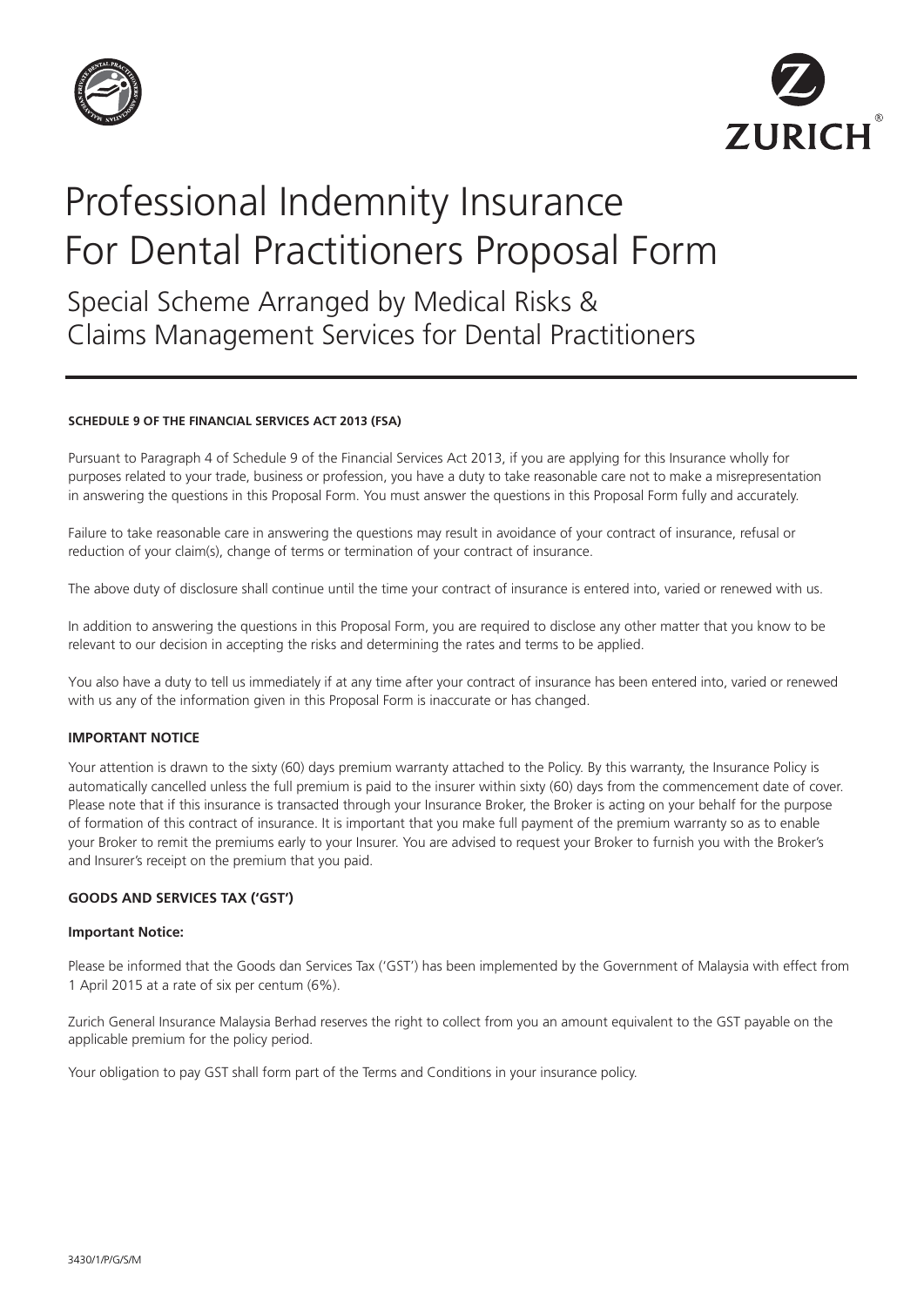# Professional Indemnity Insurance For Dental Practitioners Proposal Form

## Special Scheme Arranged by Medical Risks & Claims Management Services for Dental Practitioners

**SCHEDULE 9 OF THE FINANCIAL SERVICES ACT 2013 (FSA)**

Pursuant to Paragraph 4 of Schedule 9 of the Financial Services Act 2013, if you are applying for this Insurance wholly for purposes related to your trade, business or profession, you have a duty to take reasonable care not to make a misrepresentation in answering the questions in this Proposal Form. You must answer the questions in this Proposal Form fully and accurately.

Failure to take reasonable care in answering the questions may result in avoidance of your contract of insurance, refusal or reduction of your claim(s), change of terms or termination of your contract of insurance.

The above duty of disclosure shall continue until the time your contract of insurance is entered into, varied or renewed with us.

In addition to answering the questions in this Proposal Form, you are required to disclose any other matter that you know to be relevant to our decision in accepting the risks and determining the rates and terms to be applied.

You also have a duty to tell us immediately if at any time after your contract of insurance has been entered into, varied or renewed with us any of the information given in this Proposal Form is inaccurate or has changed.

**IMPORTANT NOTICE**

Your attention is drawn to the sixty (60) days premium warranty attached to the Policy. By this warranty, the Insurance Policy is automatically cancelled unless the full premium is paid to the insurer within sixty (60) days from the commencement date of cover. Please note that if this insurance is transacted through your Insurance Broker, the Broker is acting on your behalf for the purpose of formation of this contract of insurance. It is important that you make full payment of the premium warranty so as to enable your Broker to remit the premiums early to your Insurer. You are advised to request your Broker to furnish you with the Broker's and Insurer's receipt on the premium that you paid.

**GOODS AND SERVICES TAX ('GST')**

**Important Notice:**

Please be informed that the Goods dan Services Tax ('GST') has been implemented by the Government of Malaysia with effect from 1 April 2015 at a rate of six per centum (6%).

Zurich General Insurance Malaysia Berhad reserves the right to collect from you an amount equivalent to the GST payable on the applicable premium for the policy period.

Your obligation to pay GST shall form part of the Terms and Conditions in your insurance policy.

3430/1/P/G/S/M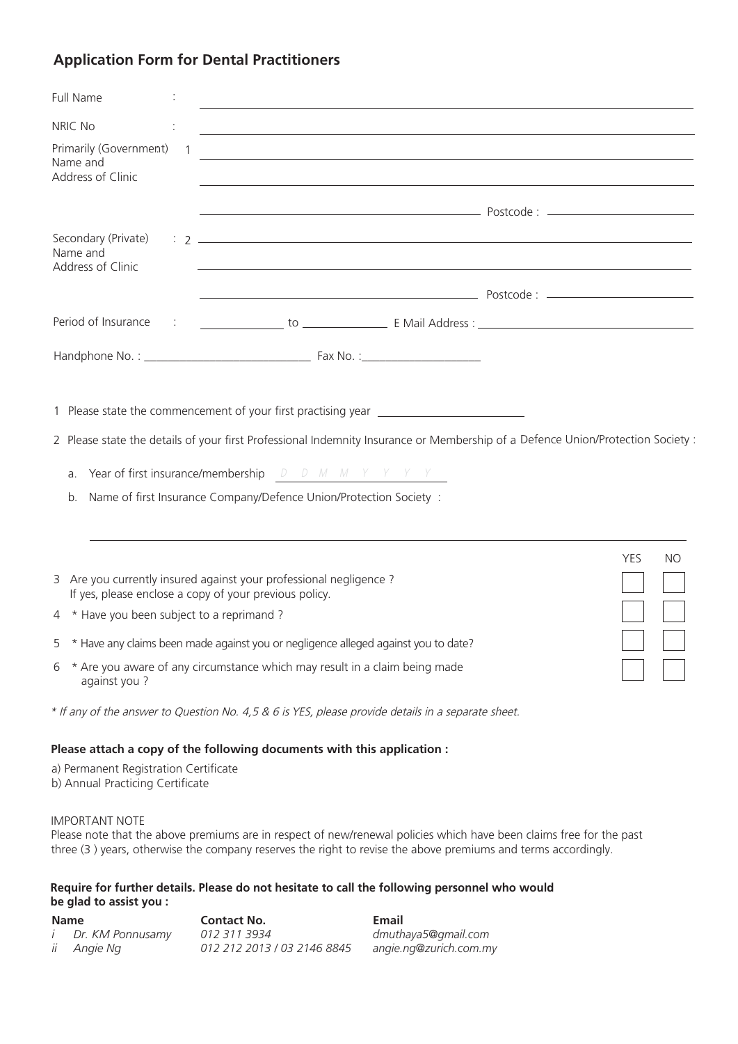## Application Form for Dental Practitioners

Full Name : ______________________________

NRIC No : ______________________________

Primarily (Government) Name and Address of Clinic : 1 ______________________________

______________________________

______________________________ Postcode : ______________

Secondary (Private) Name and Address of Clinic : 2 ______________________________

______________________________

______________________________ Postcode : ______________

Period of Insurance : ____________ to ____________ E Mail Address : ______________________________

Handphone No. : ____________________________ Fax No. :____________________

1 Please state the commencement of your first practising year ______________________

2 Please state the details of your first Professional Indemnity Insurance or Membership of a Defence Union/Protection Society :

a. Year of first insurance/membership D D M M Y Y Y Y

b. Name of first Insurance Company/Defence Union/Protection Society :

______________________________

| | | YES | NO |
|---|---|---|---|
| 3 | Are you currently insured against your professional negligence ? If yes, please enclose a copy of your previous policy. | ☐ | ☐ |
| 4 | * Have you been subject to a reprimand ? | ☐ | ☐ |
| 5 | * Have any claims been made against you or negligence alleged against you to date? | ☐ | ☐ |
| 6 | * Are you aware of any circumstance which may result in a claim being made against you ? | ☐ | ☐ |

*\* If any of the answer to Question No. 4,5 & 6 is YES, please provide details in a separate sheet.*

**Please attach a copy of the following documents with this application :**

a) Permanent Registration Certificate
b) Annual Practicing Certificate

IMPORTANT NOTE
Please note that the above premiums are in respect of new/renewal policies which have been claims free for the past three (3 ) years, otherwise the company reserves the right to revise the above premiums and terms accordingly.

**Require for further details. Please do not hesitate to call the following personnel who would be glad to assist you :**

| Name | Contact No. | Email |
|---|---|---|
| *i Dr. KM Ponnusamy* | *012 311 3934* | *dmuthaya5@gmail.com* |
| *ii Angie Ng* | *012 212 2013 / 03 2146 8845* | *angie.ng@zurich.com.my* |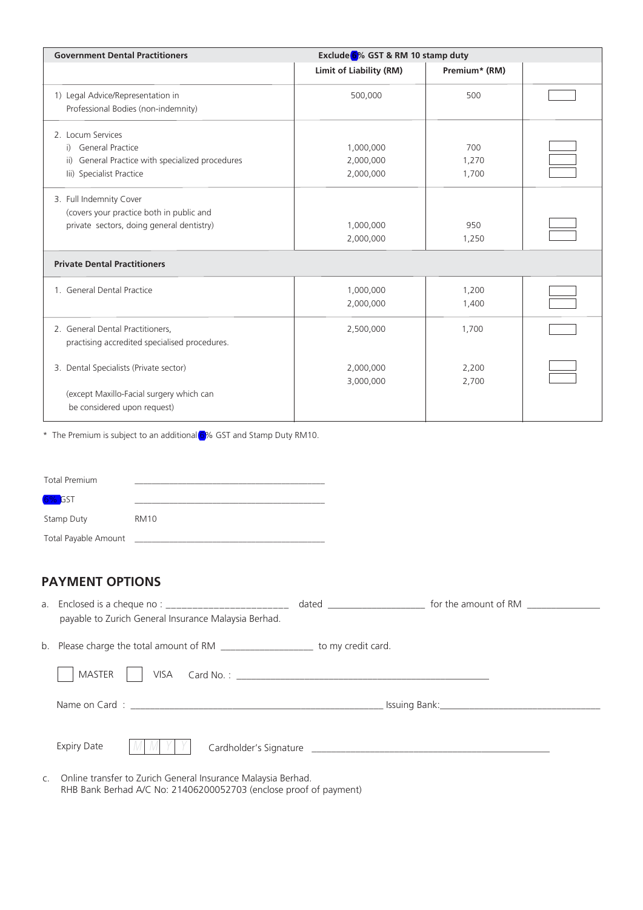| Government Dental Practitioners | Exclude 6% GST & RM 10 stamp duty | | |
|---|---|---|---|
| | Limit of Liability (RM) | Premium* (RM) | |
| 1) Legal Advice/Representation in Professional Bodies (non-indemnity) | 500,000 | 500 | ☐ |
| 2. Locum Services | | | |
| i) General Practice | 1,000,000 | 700 | ☐ |
| ii) General Practice with specialized procedures | 2,000,000 | 1,270 | ☐ |
| Iii) Specialist Practice | 2,000,000 | 1,700 | ☐ |
| 3. Full Indemnity Cover (covers your practice both in public and private sectors, doing general dentistry) | 1,000,000 | 950 | ☐ |
| | 2,000,000 | 1,250 | ☐ |
| **Private Dental Practitioners** | | | |
| 1. General Dental Practice | 1,000,000 | 1,200 | ☐ |
| | 2,000,000 | 1,400 | ☐ |
| 2. General Dental Practitioners, practising accredited specialised procedures. | 2,500,000 | 1,700 | ☐ |
| 3. Dental Specialists (Private sector) (except Maxillo-Facial surgery which can be considered upon request) | 2,000,000 | 2,200 | ☐ |
| | 3,000,000 | 2,700 | ☐ |

* The Premium is subject to an additional 6% GST and Stamp Duty RM10.

Total Premium ______________________________

(6%) GST ______________________________

Stamp Duty RM10

Total Payable Amount ______________________________

## PAYMENT OPTIONS

a. Enclosed is a cheque no : ______________________ dated ____________________ for the amount of RM ______________ payable to Zurich General Insurance Malaysia Berhad.

b. Please charge the total amount of RM __________________ to my credit card.

☐ MASTER ☐ VISA Card No. : ______________________________________________

Name on Card : ______________________________________________ Issuing Bank: ______________________________

Expiry Date M M Y Y Cardholder's Signature ______________________________________________

c. Online transfer to Zurich General Insurance Malaysia Berhad.
RHB Bank Berhad A/C No: 21406200052703 (enclose proof of payment)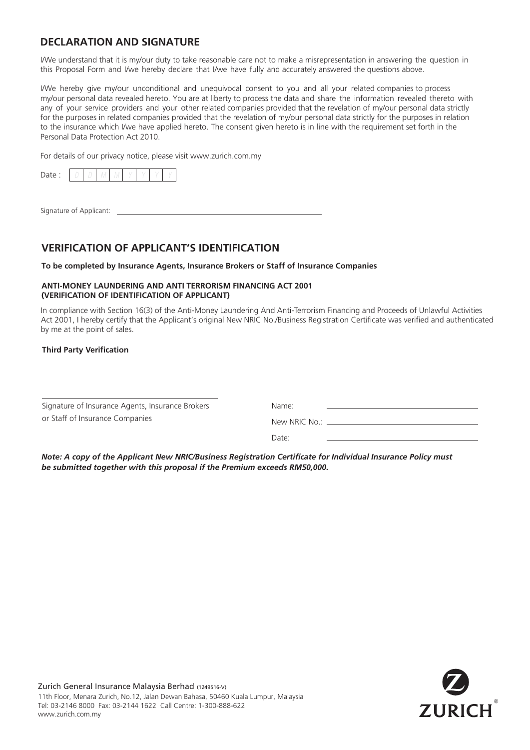## DECLARATION AND SIGNATURE

I/We understand that it is my/our duty to take reasonable care not to make a misrepresentation in answering the question in this Proposal Form and I/we hereby declare that I/we have fully and accurately answered the questions above.

I/We hereby give my/our unconditional and unequivocal consent to you and all your related companies to process my/our personal data revealed hereto. You are at liberty to process the data and share the information revealed thereto with any of your service providers and your other related companies provided that the revelation of my/our personal data strictly for the purposes in related companies provided that the revelation of my/our personal data strictly for the purposes in relation to the insurance which I/we have applied hereto. The consent given hereto is in line with the requirement set forth in the Personal Data Protection Act 2010.

For details of our privacy notice, please visit www.zurich.com.my

Date : | D | D | M | M | Y | Y | Y | Y |

Signature of Applicant: ____________________________

## VERIFICATION OF APPLICANT'S IDENTIFICATION

**To be completed by Insurance Agents, Insurance Brokers or Staff of Insurance Companies**

**ANTI-MONEY LAUNDERING AND ANTI TERRORISM FINANCING ACT 2001 (VERIFICATION OF IDENTIFICATION OF APPLICANT)**

In compliance with Section 16(3) of the Anti-Money Laundering And Anti-Terrorism Financing and Proceeds of Unlawful Activities Act 2001, I hereby certify that the Applicant's original New NRIC No./Business Registration Certificate was verified and authenticated by me at the point of sales.

**Third Party Verification**

____________________________
Signature of Insurance Agents, Insurance Brokers or Staff of Insurance Companies

Name: ____________________________

New NRIC No.: ____________________________

Date: ____________________________

***Note: A copy of the Applicant New NRIC/Business Registration Certificate for Individual Insurance Policy must be submitted together with this proposal if the Premium exceeds RM50,000.***

Zurich General Insurance Malaysia Berhad (1249516-V)
11th Floor, Menara Zurich, No.12, Jalan Dewan Bahasa, 50460 Kuala Lumpur, Malaysia
Tel: 03-2146 8000 Fax: 03-2144 1622 Call Centre: 1-300-888-622
www.zurich.com.my

ZURICH®